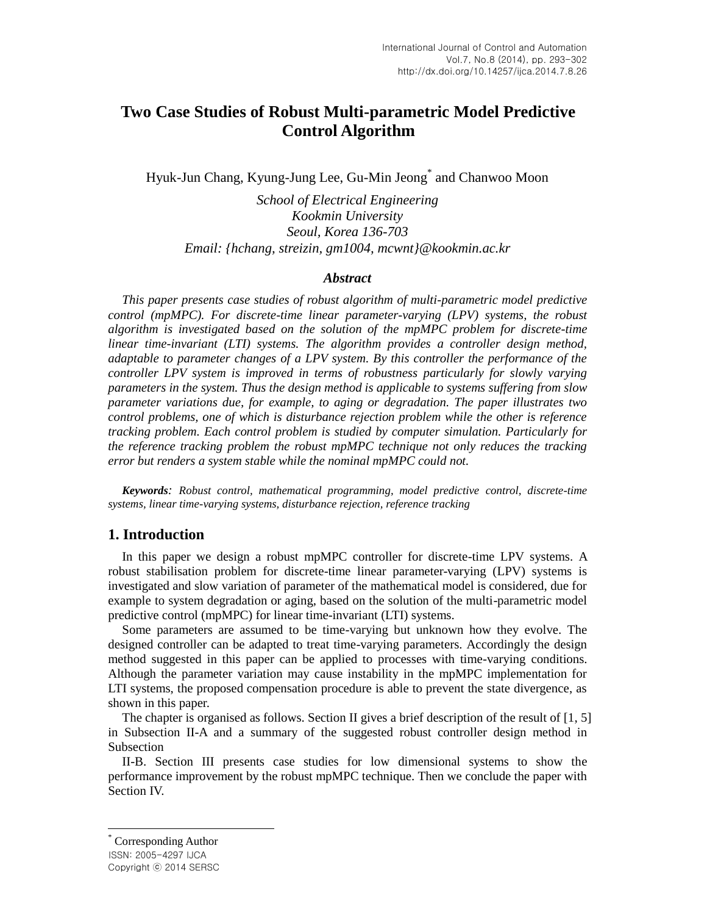# Two Case Studies of Robust Multi-parametric Model Predictive Control Algorithm

Hyuk-Jun Chang, Kyung-Jung Lee, Gu-Min Jeong* and Chanwoo Moon

*School of Electrical Engineering*
*Kookmin University*
*Seoul, Korea 136-703*
*Email: {hchang, streizin, gm1004, mcwnt}@kookmin.ac.kr*

### *Abstract*

*This paper presents case studies of robust algorithm of multi-parametric model predictive control (mpMPC). For discrete-time linear parameter-varying (LPV) systems, the robust algorithm is investigated based on the solution of the mpMPC problem for discrete-time linear time-invariant (LTI) systems. The algorithm provides a controller design method, adaptable to parameter changes of a LPV system. By this controller the performance of the controller LPV system is improved in terms of robustness particularly for slowly varying parameters in the system. Thus the design method is applicable to systems suffering from slow parameter variations due, for example, to aging or degradation. The paper illustrates two control problems, one of which is disturbance rejection problem while the other is reference tracking problem. Each control problem is studied by computer simulation. Particularly for the reference tracking problem the robust mpMPC technique not only reduces the tracking error but renders a system stable while the nominal mpMPC could not.*

***Keywords****: Robust control, mathematical programming, model predictive control, discrete-time systems, linear time-varying systems, disturbance rejection, reference tracking*

## 1. Introduction

In this paper we design a robust mpMPC controller for discrete-time LPV systems. A robust stabilisation problem for discrete-time linear parameter-varying (LPV) systems is investigated and slow variation of parameter of the mathematical model is considered, due for example to system degradation or aging, based on the solution of the multi-parametric model predictive control (mpMPC) for linear time-invariant (LTI) systems.

Some parameters are assumed to be time-varying but unknown how they evolve. The designed controller can be adapted to treat time-varying parameters. Accordingly the design method suggested in this paper can be applied to processes with time-varying conditions. Although the parameter variation may cause instability in the mpMPC implementation for LTI systems, the proposed compensation procedure is able to prevent the state divergence, as shown in this paper.

The chapter is organised as follows. Section II gives a brief description of the result of [1, 5] in Subsection II-A and a summary of the suggested robust controller design method in Subsection

II-B. Section III presents case studies for low dimensional systems to show the performance improvement by the robust mpMPC technique. Then we conclude the paper with Section IV.

---

\* Corresponding Author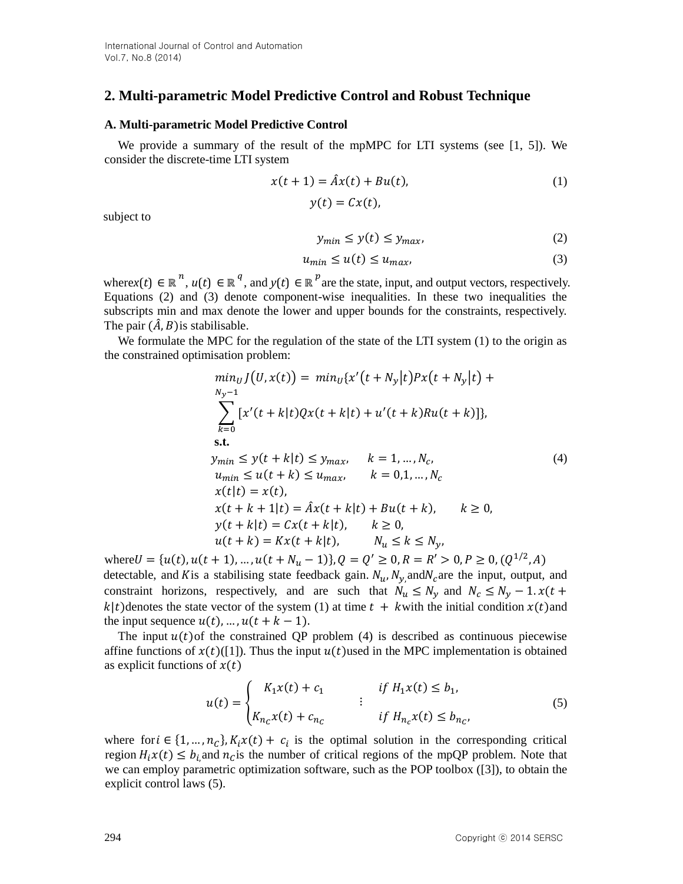## 2. Multi-parametric Model Predictive Control and Robust Technique

### A. Multi-parametric Model Predictive Control

We provide a summary of the result of the mpMPC for LTI systems (see [1, 5]). We consider the discrete-time LTI system

$$x(t+1) = \hat{A}x(t) + Bu(t), \quad (1)$$

$$y(t) = Cx(t),$$

subject to

$$y_{min} \le y(t) \le y_{max}, \quad (2)$$

$$u_{min} \le u(t) \le u_{max}, \quad (3)$$

where $x(t) \in \mathbb{R}^n$, $u(t) \in \mathbb{R}^q$, and $y(t) \in \mathbb{R}^p$ are the state, input, and output vectors, respectively. Equations (2) and (3) denote component-wise inequalities. In these two inequalities the subscripts min and max denote the lower and upper bounds for the constraints, respectively. The pair $(\hat{A}, B)$ is stabilisable.

We formulate the MPC for the regulation of the state of the LTI system (1) to the origin as the constrained optimisation problem:

$$
\begin{aligned}
&min_U J(U, x(t)) = min_U \{x'(t+N_y|t)Px(t+N_y|t) + \\
&\sum_{k=0}^{N_y-1} [x'(t+k|t)Qx(t+k|t) + u'(t+k)Ru(t+k)]\}, \\
&\textbf{s.t.} \\
&y_{min} \le y(t+k|t) \le y_{max}, \quad k = 1, \dots, N_c, \\
&u_{min} \le u(t+k) \le u_{max}, \quad k = 0, 1, \dots, N_c \\
&x(t|t) = x(t), \\
&x(t+k+1|t) = \hat{A}x(t+k|t) + Bu(t+k), \quad k \ge 0, \\
&y(t+k|t) = Cx(t+k|t), \quad k \ge 0, \\
&u(t+k) = Kx(t+k|t), \quad N_u \le k \le N_y,
\end{aligned} \quad (4)
$$

where $U = \{u(t), u(t+1), \dots, u(t+N_u-1)\}$, $Q = Q' \ge 0$, $R = R' > 0$, $P \ge 0$, $(Q^{1/2}, A)$ detectable, and $K$ is a stabilising state feedback gain. $N_u$, $N_y$, and $N_c$ are the input, output, and constraint horizons, respectively, and are such that $N_u \le N_y$ and $N_c \le N_y - 1$. $x(t+k|t)$ denotes the state vector of the system (1) at time $t + k$ with the initial condition $x(t)$ and the input sequence $u(t), \dots, u(t+k-1)$.

The input $u(t)$ of the constrained QP problem (4) is described as continuous piecewise affine functions of $x(t)$ ([1]). Thus the input $u(t)$ used in the MPC implementation is obtained as explicit functions of $x(t)$

$$
u(t) = \begin{cases} K_1 x(t) + c_1 & if\ H_1 x(t) \le b_1, \\ \quad\quad \vdots & \\ K_{n_C} x(t) + c_{n_C} & if\ H_{n_c} x(t) \le b_{n_C}, \end{cases} \quad (5)
$$

where for $i \in \{1, \dots, n_C\}$, $K_i x(t) + c_i$ is the optimal solution in the corresponding critical region $H_i x(t) \le b_i$, and $n_C$ is the number of critical regions of the mpQP problem. Note that we can employ parametric optimization software, such as the POP toolbox ([3]), to obtain the explicit control laws (5).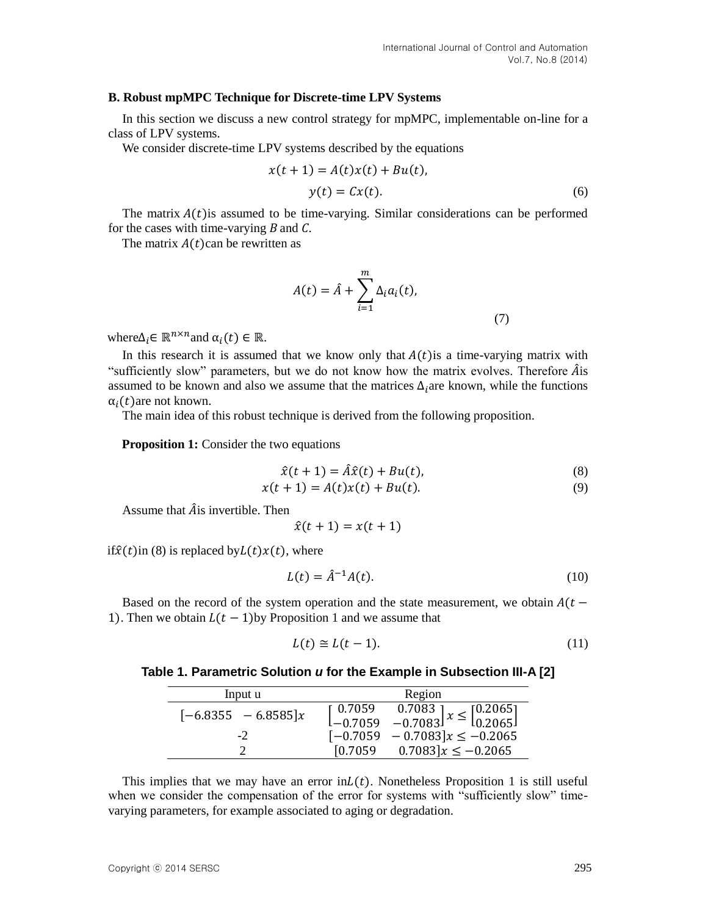### B. Robust mpMPC Technique for Discrete-time LPV Systems

In this section we discuss a new control strategy for mpMPC, implementable on-line for a class of LPV systems.

We consider discrete-time LPV systems described by the equations

$$x(t+1) = A(t)x(t) + Bu(t),$$
$$y(t) = Cx(t). \tag{6}$$

The matrix $A(t)$ is assumed to be time-varying. Similar considerations can be performed for the cases with time-varying $B$ and $C$.

The matrix $A(t)$ can be rewritten as

$$A(t) = \hat{A} + \sum_{i=1}^{m} \Delta_i a_i(t), \tag{7}$$

where $\Delta_i \in \mathbb{R}^{n \times n}$ and $\alpha_i(t) \in \mathbb{R}$.

In this research it is assumed that we know only that $A(t)$ is a time-varying matrix with "sufficiently slow" parameters, but we do not know how the matrix evolves. Therefore $\hat{A}$ is assumed to be known and also we assume that the matrices $\Delta_i$ are known, while the functions $\alpha_i(t)$ are not known.

The main idea of this robust technique is derived from the following proposition.

**Proposition 1:** Consider the two equations

$$\hat{x}(t+1) = \hat{A}\hat{x}(t) + Bu(t), \tag{8}$$
$$x(t+1) = A(t)x(t) + Bu(t). \tag{9}$$

Assume that $\hat{A}$ is invertible. Then

$$\hat{x}(t+1) = x(t+1)$$

if $\hat{x}(t)$ in (8) is replaced by $L(t)x(t)$, where

$$L(t) = \hat{A}^{-1}A(t). \tag{10}$$

Based on the record of the system operation and the state measurement, we obtain $A(t-1)$. Then we obtain $L(t-1)$ by Proposition 1 and we assume that

$$L(t) \cong L(t-1). \tag{11}$$

**Table 1. Parametric Solution *u* for the Example in Subsection III-A [2]**

| Input u | Region |
|---|---|
| $[-6.8355 \quad -6.8585]x$ | $\begin{bmatrix} 0.7059 & 0.7083 \\ -0.7059 & -0.7083 \end{bmatrix} x \leq \begin{bmatrix} 0.2065 \\ 0.2065 \end{bmatrix}$ |
| -2 | $[-0.7059 \quad -0.7083]x \leq -0.2065$ |
| 2 | $[0.7059 \quad 0.7083]x \leq -0.2065$ |

This implies that we may have an error in $L(t)$. Nonetheless Proposition 1 is still useful when we consider the compensation of the error for systems with "sufficiently slow" time-varying parameters, for example associated to aging or degradation.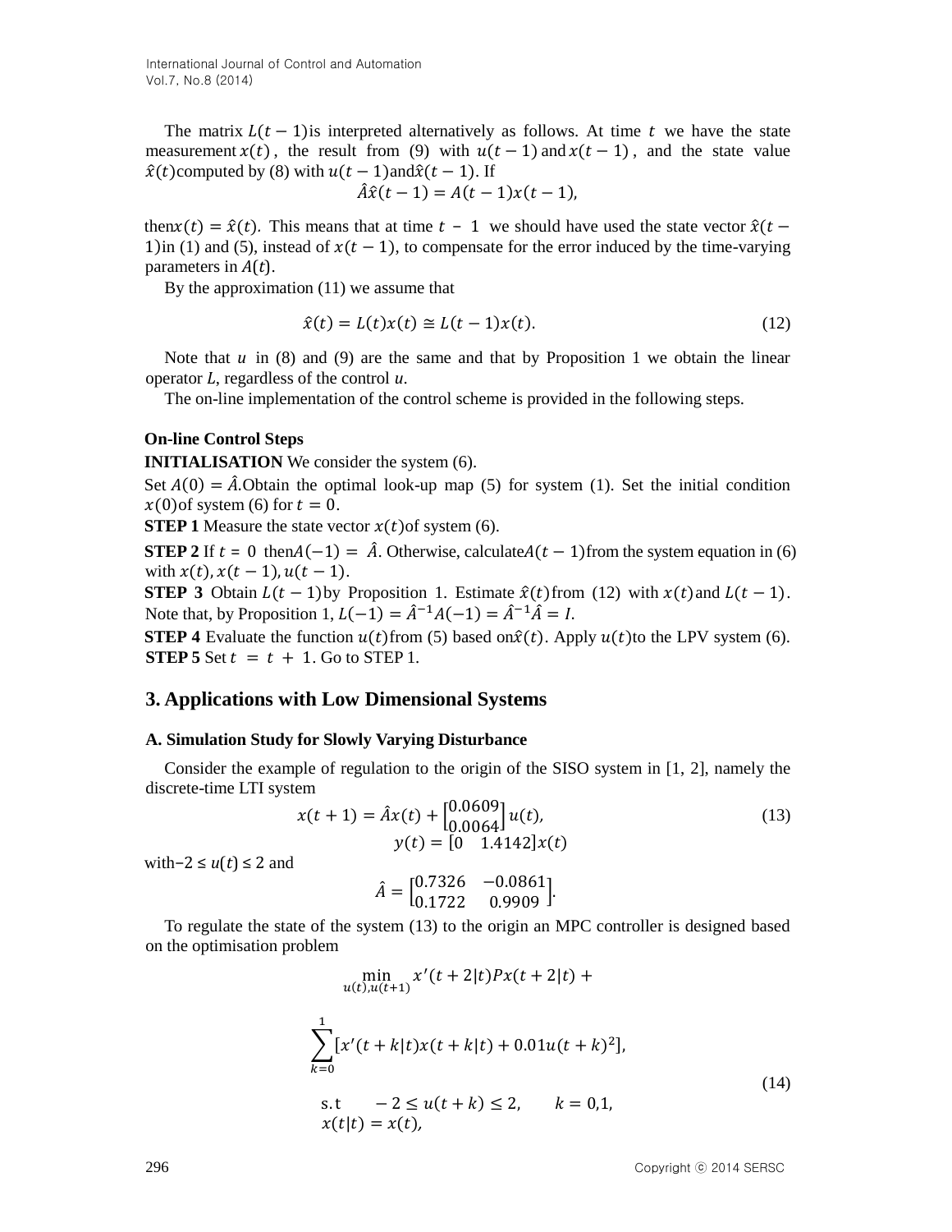The matrix $L(t-1)$ is interpreted alternatively as follows. At time $t$ we have the state measurement $x(t)$, the result from (9) with $u(t-1)$ and $x(t-1)$, and the state value $\hat{x}(t)$ computed by (8) with $u(t-1)$ and $\hat{x}(t-1)$. If

$$\hat{A}\hat{x}(t-1) = A(t-1)x(t-1),$$

then $x(t) = \hat{x}(t)$. This means that at time $t-1$ we should have used the state vector $\hat{x}(t-1)$ in (1) and (5), instead of $x(t-1)$, to compensate for the error induced by the time-varying parameters in $A(t)$.

By the approximation (11) we assume that

$$\hat{x}(t) = L(t)x(t) \cong L(t-1)x(t). \tag{12}$$

Note that $u$ in (8) and (9) are the same and that by Proposition 1 we obtain the linear operator $L$, regardless of the control $u$.

The on-line implementation of the control scheme is provided in the following steps.

**On-line Control Steps**

**INITIALISATION** We consider the system (6).

Set $A(0) = \hat{A}$. Obtain the optimal look-up map (5) for system (1). Set the initial condition $x(0)$ of system (6) for $t = 0$.

**STEP 1** Measure the state vector $x(t)$ of system (6).

**STEP 2** If $t = 0$ then $A(-1) = \hat{A}$. Otherwise, calculate $A(t-1)$ from the system equation in (6) with $x(t), x(t-1), u(t-1)$.

**STEP 3** Obtain $L(t-1)$ by Proposition 1. Estimate $\hat{x}(t)$ from (12) with $x(t)$ and $L(t-1)$. Note that, by Proposition 1, $L(-1) = \hat{A}^{-1}A(-1) = \hat{A}^{-1}\hat{A} = I$.

**STEP 4** Evaluate the function $u(t)$ from (5) based on $\hat{x}(t)$. Apply $u(t)$ to the LPV system (6).

**STEP 5** Set $t = t + 1$. Go to STEP 1.

## 3. Applications with Low Dimensional Systems

### A. Simulation Study for Slowly Varying Disturbance

Consider the example of regulation to the origin of the SISO system in [1, 2], namely the discrete-time LTI system

$$x(t+1) = \hat{A}x(t) + \begin{bmatrix} 0.0609 \\ 0.0064 \end{bmatrix} u(t), \qquad y(t) = [0 \quad 1.4142]x(t) \tag{13}$$

with $-2 \leq u(t) \leq 2$ and

$$\hat{A} = \begin{bmatrix} 0.7326 & -0.0861 \\ 0.1722 & 0.9909 \end{bmatrix}.$$

To regulate the state of the system (13) to the origin an MPC controller is designed based on the optimisation problem

$$\begin{aligned} &\min_{u(t),u(t+1)} x'(t+2|t)Px(t+2|t) + \\ &\sum_{k=0}^{1} [x'(t+k|t)x(t+k|t) + 0.01u(t+k)^2], \\ &\text{s.t} \quad -2 \leq u(t+k) \leq 2, \quad k = 0,1, \\ &x(t|t) = x(t), \end{aligned} \tag{14}$$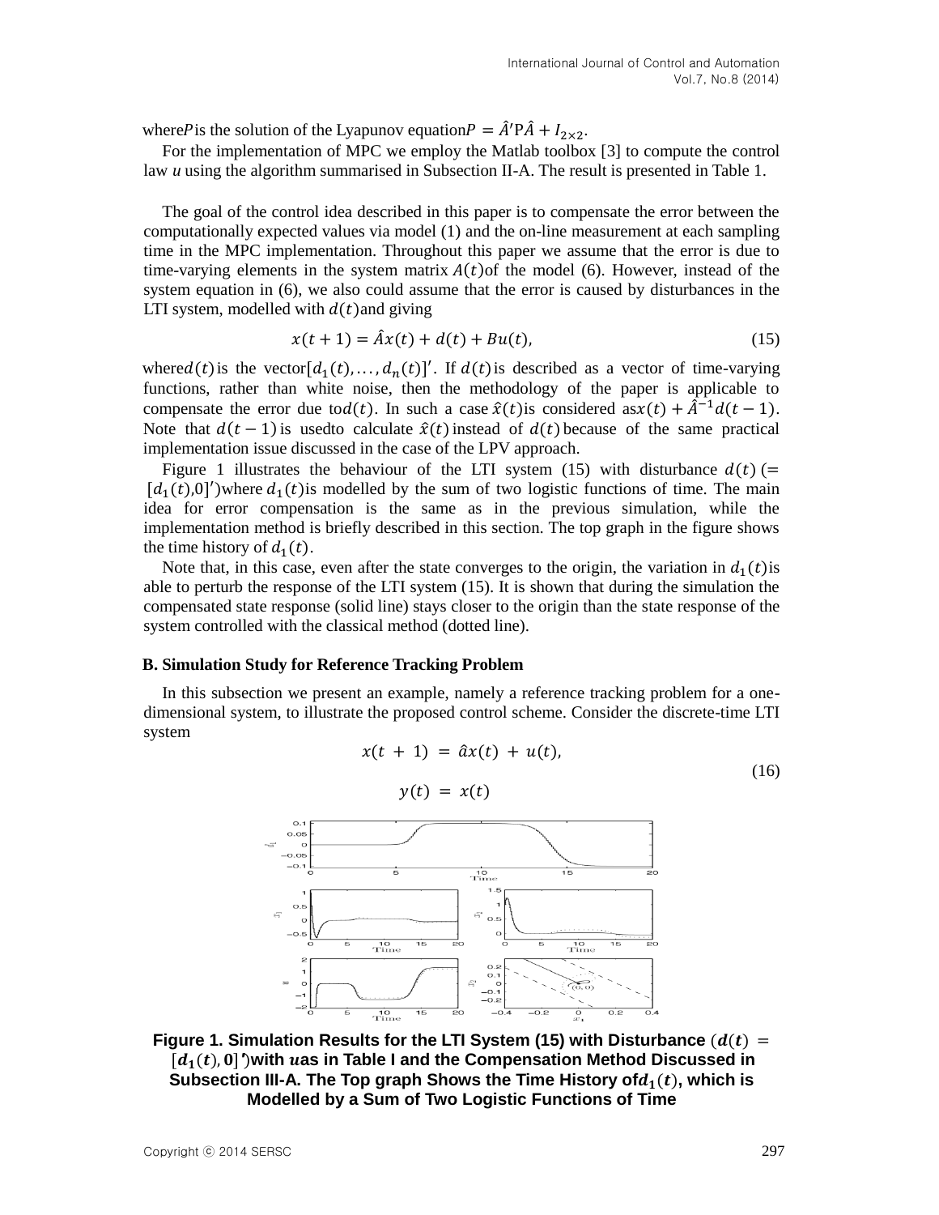where $P$ is the solution of the Lyapunov equation $P = \hat{A}'P\hat{A} + I_{2\times2}$.

For the implementation of MPC we employ the Matlab toolbox [3] to compute the control law $u$ using the algorithm summarised in Subsection II-A. The result is presented in Table 1.

The goal of the control idea described in this paper is to compensate the error between the computationally expected values via model (1) and the on-line measurement at each sampling time in the MPC implementation. Throughout this paper we assume that the error is due to time-varying elements in the system matrix $A(t)$ of the model (6). However, instead of the system equation in (6), we also could assume that the error is caused by disturbances in the LTI system, modelled with $d(t)$ and giving

$$x(t+1) = \hat{A}x(t) + d(t) + Bu(t), \tag{15}$$

where $d(t)$ is the vector $[d_1(t), \ldots, d_n(t)]'$. If $d(t)$ is described as a vector of time-varying functions, rather than white noise, then the methodology of the paper is applicable to compensate the error due to $d(t)$. In such a case $\hat{x}(t)$ is considered as $x(t) + \hat{A}^{-1}d(t-1)$. Note that $d(t-1)$ is used to calculate $\hat{x}(t)$ instead of $d(t)$ because of the same practical implementation issue discussed in the case of the LPV approach.

Figure 1 illustrates the behaviour of the LTI system (15) with disturbance $d(t)$ $(= [d_1(t), 0]')$ where $d_1(t)$ is modelled by the sum of two logistic functions of time. The main idea for error compensation is the same as in the previous simulation, while the implementation method is briefly described in this section. The top graph in the figure shows the time history of $d_1(t)$.

Note that, in this case, even after the state converges to the origin, the variation in $d_1(t)$ is able to perturb the response of the LTI system (15). It is shown that during the simulation the compensated state response (solid line) stays closer to the origin than the state response of the system controlled with the classical method (dotted line).

### B. Simulation Study for Reference Tracking Problem

In this subsection we present an example, namely a reference tracking problem for a one-dimensional system, to illustrate the proposed control scheme. Consider the discrete-time LTI system

$$\begin{aligned} x(t+1) &= \hat{a}x(t) + u(t), \\ y(t) &= x(t) \end{aligned} \tag{16}$$

**Figure 1. Simulation Results for the LTI System (15) with Disturbance $(d(t) = [d_1(t), 0]')$ with $u$ as in Table I and the Compensation Method Discussed in Subsection III-A. The Top graph Shows the Time History of $d_1(t)$, which is Modelled by a Sum of Two Logistic Functions of Time**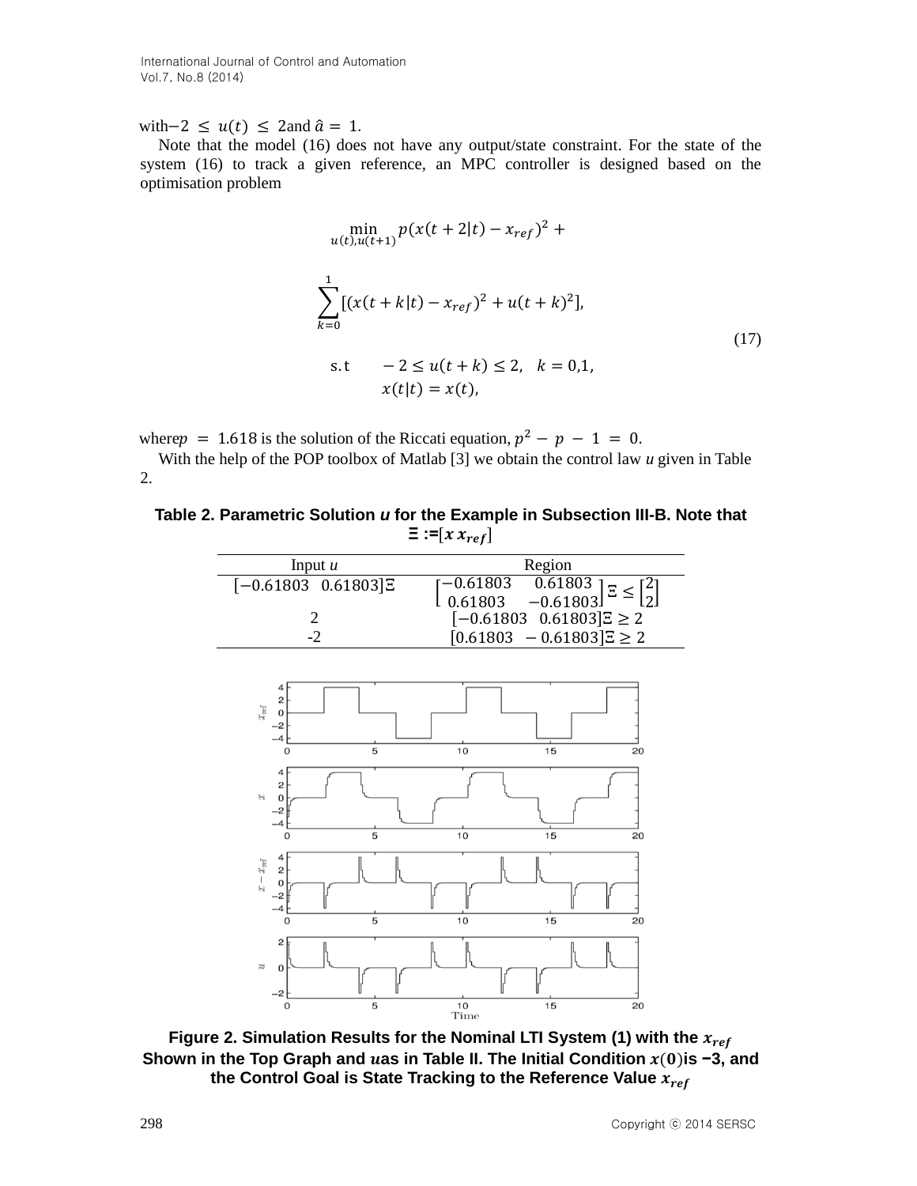with $-2 \le u(t) \le 2$ and $\hat{a} = 1$.

Note that the model (16) does not have any output/state constraint. For the state of the system (16) to track a given reference, an MPC controller is designed based on the optimisation problem

$$
\begin{aligned}
&\min_{u(t),u(t+1)} p(x(t+2|t) - x_{ref})^2 + \\
&\sum_{k=0}^{1} [(x(t+k|t) - x_{ref})^2 + u(t+k)^2], \\
&\text{s.t} \quad -2 \le u(t+k) \le 2, \quad k = 0,1, \\
&\qquad x(t|t) = x(t),
\end{aligned} \tag{17}
$$

where $p = 1.618$ is the solution of the Riccati equation, $p^2 - p - 1 = 0$.

With the help of the POP toolbox of Matlab [3] we obtain the control law *u* given in Table 2.

**Table 2. Parametric Solution *u* for the Example in Subsection III-B. Note that $\Xi := [x \; x_{ref}]$**

| Input *u* | Region |
| --- | --- |
| $[-0.61803 \;\; 0.61803]\Xi$ | $\begin{bmatrix} -0.61803 & 0.61803 \\ 0.61803 & -0.61803 \end{bmatrix} \Xi \le \begin{bmatrix} 2 \\ 2 \end{bmatrix}$ |
| 2 | $[-0.61803 \;\; 0.61803]\Xi \ge 2$ |
| -2 | $[0.61803 \;\; -0.61803]\Xi \ge 2$ |

**Figure 2. Simulation Results for the Nominal LTI System (1) with the $x_{ref}$ Shown in the Top Graph and $u$ as in Table II. The Initial Condition $x(0)$ is −3, and the Control Goal is State Tracking to the Reference Value $x_{ref}$**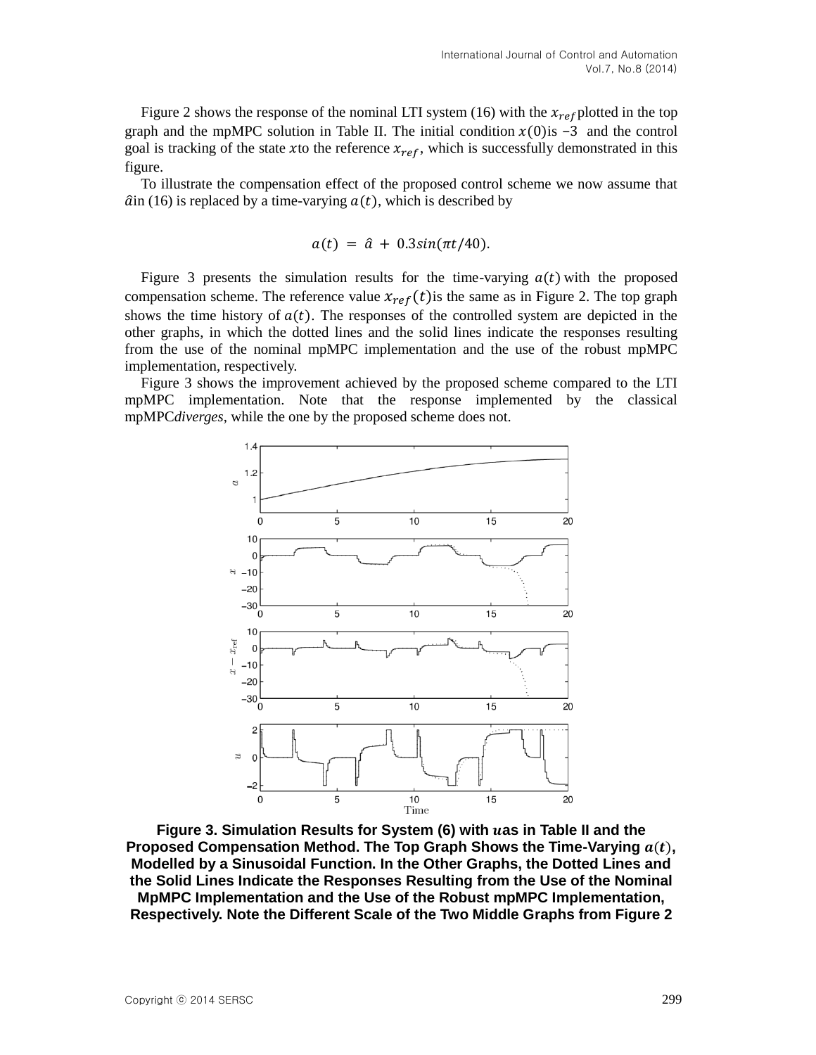Figure 2 shows the response of the nominal LTI system (16) with the $x_{ref}$ plotted in the top graph and the mpMPC solution in Table II. The initial condition $x(0)$ is $-3$ and the control goal is tracking of the state $x$ to the reference $x_{ref}$, which is successfully demonstrated in this figure.

To illustrate the compensation effect of the proposed control scheme we now assume that $\hat{a}$ in (16) is replaced by a time-varying $a(t)$, which is described by

$$a(t) = \hat{a} + 0.3sin(\pi t/40).$$

Figure 3 presents the simulation results for the time-varying $a(t)$ with the proposed compensation scheme. The reference value $x_{ref}(t)$ is the same as in Figure 2. The top graph shows the time history of $a(t)$. The responses of the controlled system are depicted in the other graphs, in which the dotted lines and the solid lines indicate the responses resulting from the use of the nominal mpMPC implementation and the use of the robust mpMPC implementation, respectively.

Figure 3 shows the improvement achieved by the proposed scheme compared to the LTI mpMPC implementation. Note that the response implemented by the classical mpMPC *diverges*, while the one by the proposed scheme does not.

**Figure 3. Simulation Results for System (6) with $u$ as in Table II and the Proposed Compensation Method. The Top Graph Shows the Time-Varying $a(t)$, Modelled by a Sinusoidal Function. In the Other Graphs, the Dotted Lines and the Solid Lines Indicate the Responses Resulting from the Use of the Nominal MpMPC Implementation and the Use of the Robust mpMPC Implementation, Respectively. Note the Different Scale of the Two Middle Graphs from Figure 2**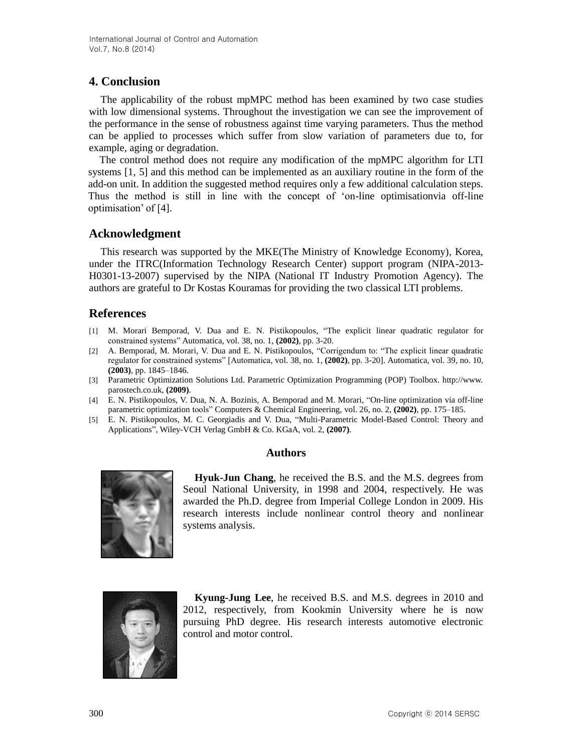## 4. Conclusion

The applicability of the robust mpMPC method has been examined by two case studies with low dimensional systems. Throughout the investigation we can see the improvement of the performance in the sense of robustness against time varying parameters. Thus the method can be applied to processes which suffer from slow variation of parameters due to, for example, aging or degradation.

The control method does not require any modification of the mpMPC algorithm for LTI systems [1, 5] and this method can be implemented as an auxiliary routine in the form of the add-on unit. In addition the suggested method requires only a few additional calculation steps. Thus the method is still in line with the concept of 'on-line optimisationvia off-line optimisation' of [4].

## Acknowledgment

This research was supported by the MKE(The Ministry of Knowledge Economy), Korea, under the ITRC(Information Technology Research Center) support program (NIPA-2013-H0301-13-2007) supervised by the NIPA (National IT Industry Promotion Agency). The authors are grateful to Dr Kostas Kouramas for providing the two classical LTI problems.

## References

[1] M. Morari Bemporad, V. Dua and E. N. Pistikopoulos, "The explicit linear quadratic regulator for constrained systems" Automatica, vol. 38, no. 1, **(2002)**, pp. 3-20.

[2] A. Bemporad, M. Morari, V. Dua and E. N. Pistikopoulos, "Corrigendum to: "The explicit linear quadratic regulator for constrained systems" [Automatica, vol. 38, no. 1, **(2002)**, pp. 3-20]. Automatica, vol. 39, no. 10, **(2003)**, pp. 1845–1846.

[3] Parametric Optimization Solutions Ltd. Parametric Optimization Programming (POP) Toolbox. http://www.parostech.co.uk, **(2009)**.

[4] E. N. Pistikopoulos, V. Dua, N. A. Bozinis, A. Bemporad and M. Morari, "On-line optimization via off-line parametric optimization tools" Computers & Chemical Engineering, vol. 26, no. 2, **(2002)**, pp. 175–185.

[5] E. N. Pistikopoulos, M. C. Georgiadis and V. Dua, "Multi-Parametric Model-Based Control: Theory and Applications", Wiley-VCH Verlag GmbH & Co. KGaA, vol. 2, **(2007)**.

## Authors

**Hyuk-Jun Chang**, he received the B.S. and the M.S. degrees from Seoul National University, in 1998 and 2004, respectively. He was awarded the Ph.D. degree from Imperial College London in 2009. His research interests include nonlinear control theory and nonlinear systems analysis.

**Kyung-Jung Lee**, he received B.S. and M.S. degrees in 2010 and 2012, respectively, from Kookmin University where he is now pursuing PhD degree. His research interests automotive electronic control and motor control.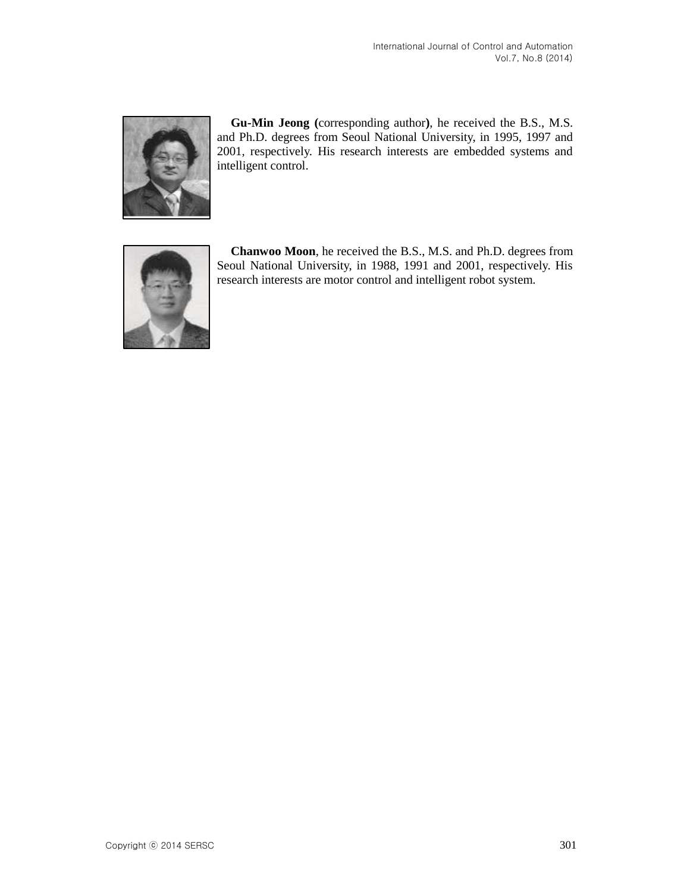**Gu-Min Jeong (**corresponding author**)**, he received the B.S., M.S. and Ph.D. degrees from Seoul National University, in 1995, 1997 and 2001, respectively. His research interests are embedded systems and intelligent control.

**Chanwoo Moon**, he received the B.S., M.S. and Ph.D. degrees from Seoul National University, in 1988, 1991 and 2001, respectively. His research interests are motor control and intelligent robot system.